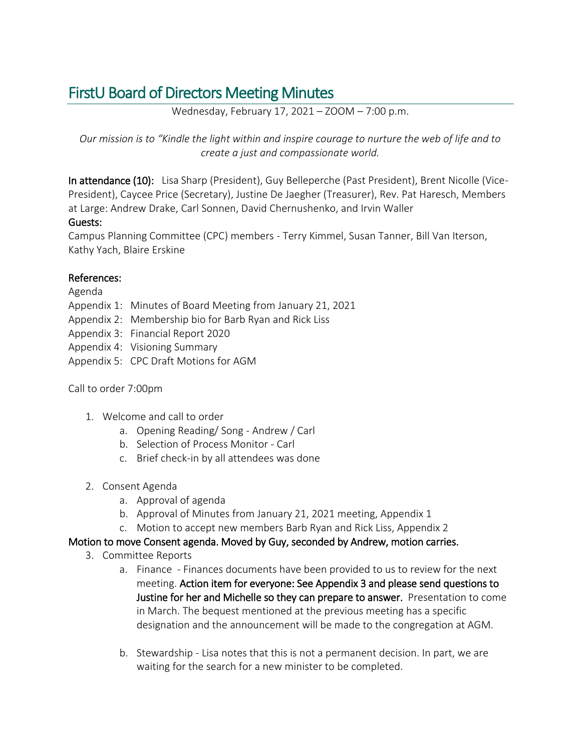# FirstU Board of Directors Meeting Minutes

Wednesday, February 17, 2021 – ZOOM – 7:00 p.m.

*Our mission is to "Kindle the light within and inspire courage to nurture the web of life and to create a just and compassionate world.*

**In attendance (10):** Lisa Sharp (President), Guy Belleperche (Past President), Brent Nicolle (Vice-President), Caycee Price (Secretary), Justine De Jaegher (Treasurer), Rev. Pat Haresch, Members at Large: Andrew Drake, Carl Sonnen, David Chernushenko, and Irvin Waller

**Guests:**

Campus Planning Committee (CPC) members - Terry Kimmel, Susan Tanner, Bill Van Iterson, Kathy Yach, Blaire Erskine

**References:**

Agenda

Appendix 1: Minutes of Board Meeting from January 21, 2021

Appendix 2: Membership bio for Barb Ryan and Rick Liss

Appendix 3: Financial Report 2020

Appendix 4: Visioning Summary

Appendix 5: CPC Draft Motions for AGM

Call to order 7:00pm

1. Welcome and call to order
    a. Opening Reading/ Song - Andrew / Carl
    b. Selection of Process Monitor - Carl
    c. Brief check-in by all attendees was done
2. Consent Agenda
    a. Approval of agenda
    b. Approval of Minutes from January 21, 2021 meeting, Appendix 1
    c. Motion to accept new members Barb Ryan and Rick Liss, Appendix 2

**Motion to move Consent agenda. Moved by Guy, seconded by Andrew, motion carries.**

3. Committee Reports
    a. Finance - Finances documents have been provided to us to review for the next meeting. **Action item for everyone: See Appendix 3 and please send questions to Justine for her and Michelle so they can prepare to answer.** Presentation to come in March. The bequest mentioned at the previous meeting has a specific designation and the announcement will be made to the congregation at AGM.
    b. Stewardship - Lisa notes that this is not a permanent decision. In part, we are waiting for the search for a new minister to be completed.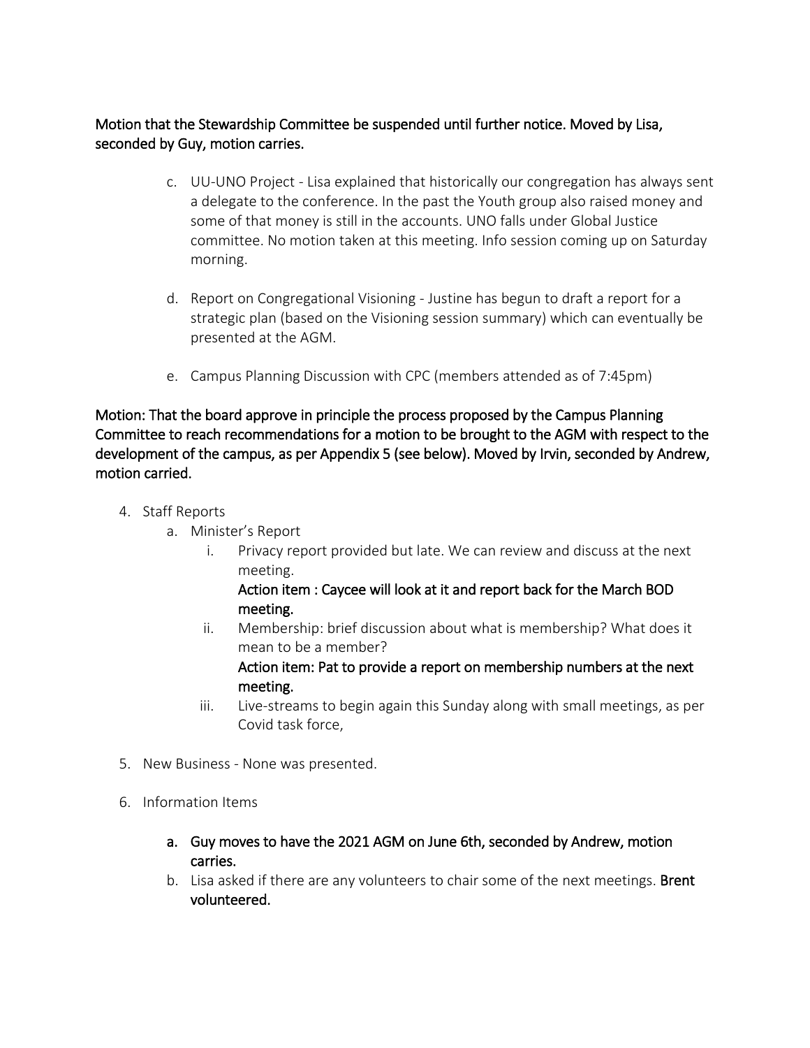**Motion that the Stewardship Committee be suspended until further notice. Moved by Lisa, seconded by Guy, motion carries.**

c. UU-UNO Project - Lisa explained that historically our congregation has always sent a delegate to the conference. In the past the Youth group also raised money and some of that money is still in the accounts. UNO falls under Global Justice committee. No motion taken at this meeting. Info session coming up on Saturday morning.

d. Report on Congregational Visioning - Justine has begun to draft a report for a strategic plan (based on the Visioning session summary) which can eventually be presented at the AGM.

e. Campus Planning Discussion with CPC (members attended as of 7:45pm)

**Motion: That the board approve in principle the process proposed by the Campus Planning Committee to reach recommendations for a motion to be brought to the AGM with respect to the development of the campus, as per Appendix 5 (see below). Moved by Irvin, seconded by Andrew, motion carried.**

4. Staff Reports
   a. Minister's Report
      i. Privacy report provided but late. We can review and discuss at the next meeting.
         **Action item : Caycee will look at it and report back for the March BOD meeting.**
      ii. Membership: brief discussion about what is membership? What does it mean to be a member?
         **Action item: Pat to provide a report on membership numbers at the next meeting.**
      iii. Live-streams to begin again this Sunday along with small meetings, as per Covid task force,

5. New Business - None was presented.

6. Information Items

   a. **Guy moves to have the 2021 AGM on June 6th, seconded by Andrew, motion carries.**
   b. Lisa asked if there are any volunteers to chair some of the next meetings. **Brent volunteered.**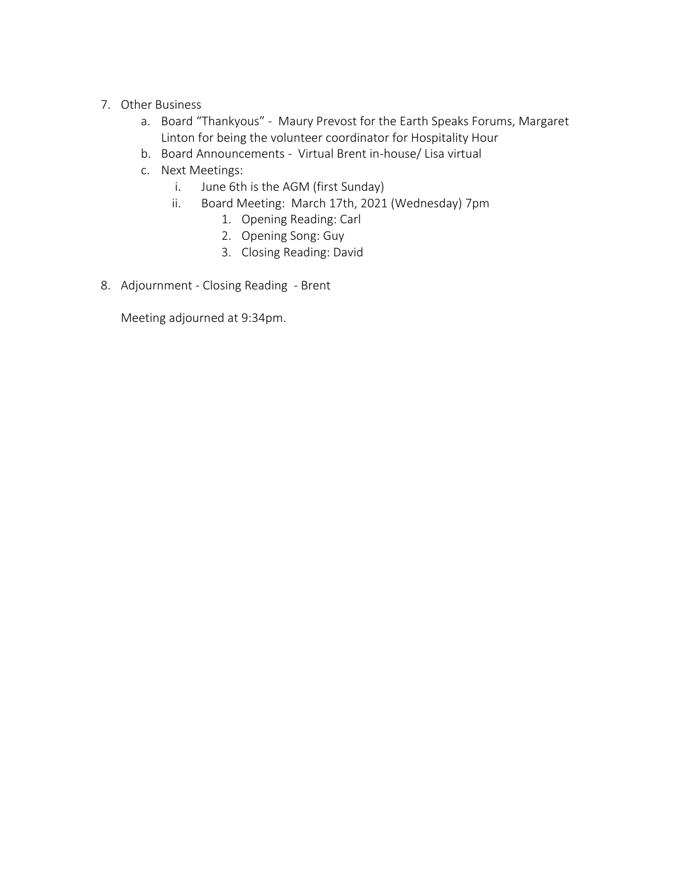7. Other Business
    a. Board "Thankyous" - Maury Prevost for the Earth Speaks Forums, Margaret Linton for being the volunteer coordinator for Hospitality Hour
    b. Board Announcements - Virtual Brent in-house/ Lisa virtual
    c. Next Meetings:
        i. June 6th is the AGM (first Sunday)
        ii. Board Meeting: March 17th, 2021 (Wednesday) 7pm
            1. Opening Reading: Carl
            2. Opening Song: Guy
            3. Closing Reading: David

8. Adjournment - Closing Reading - Brent

   Meeting adjourned at 9:34pm.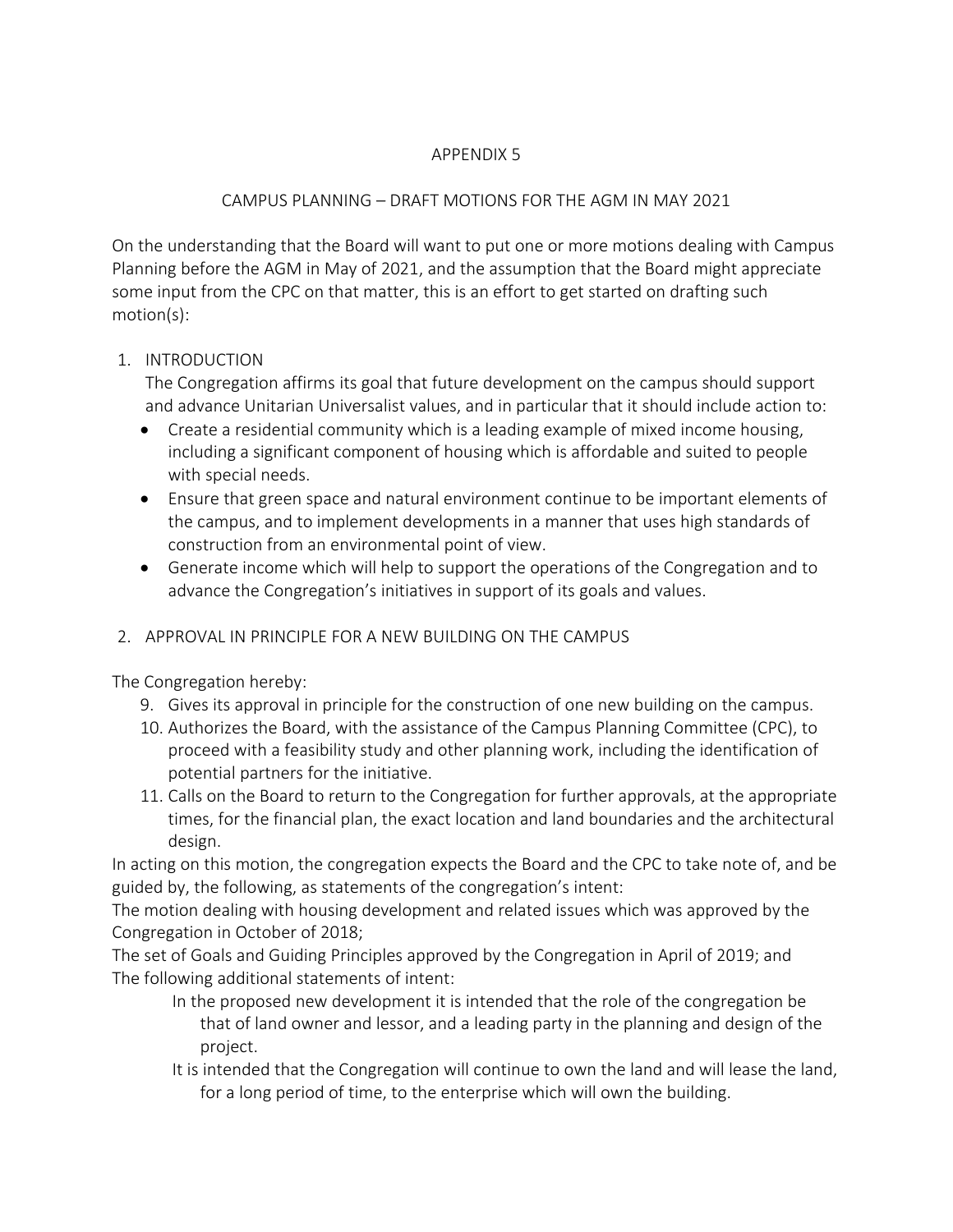APPENDIX 5

CAMPUS PLANNING – DRAFT MOTIONS FOR THE AGM IN MAY 2021

On the understanding that the Board will want to put one or more motions dealing with Campus Planning before the AGM in May of 2021, and the assumption that the Board might appreciate some input from the CPC on that matter, this is an effort to get started on drafting such motion(s):

1. INTRODUCTION

   The Congregation affirms its goal that future development on the campus should support and advance Unitarian Universalist values, and in particular that it should include action to:
   - Create a residential community which is a leading example of mixed income housing, including a significant component of housing which is affordable and suited to people with special needs.
   - Ensure that green space and natural environment continue to be important elements of the campus, and to implement developments in a manner that uses high standards of construction from an environmental point of view.
   - Generate income which will help to support the operations of the Congregation and to advance the Congregation's initiatives in support of its goals and values.

2. APPROVAL IN PRINCIPLE FOR A NEW BUILDING ON THE CAMPUS

The Congregation hereby:

9. Gives its approval in principle for the construction of one new building on the campus.
10. Authorizes the Board, with the assistance of the Campus Planning Committee (CPC), to proceed with a feasibility study and other planning work, including the identification of potential partners for the initiative.
11. Calls on the Board to return to the Congregation for further approvals, at the appropriate times, for the financial plan, the exact location and land boundaries and the architectural design.

In acting on this motion, the congregation expects the Board and the CPC to take note of, and be guided by, the following, as statements of the congregation's intent:

The motion dealing with housing development and related issues which was approved by the Congregation in October of 2018;

The set of Goals and Guiding Principles approved by the Congregation in April of 2019; and

The following additional statements of intent:

> In the proposed new development it is intended that the role of the congregation be that of land owner and lessor, and a leading party in the planning and design of the project.
>
> It is intended that the Congregation will continue to own the land and will lease the land, for a long period of time, to the enterprise which will own the building.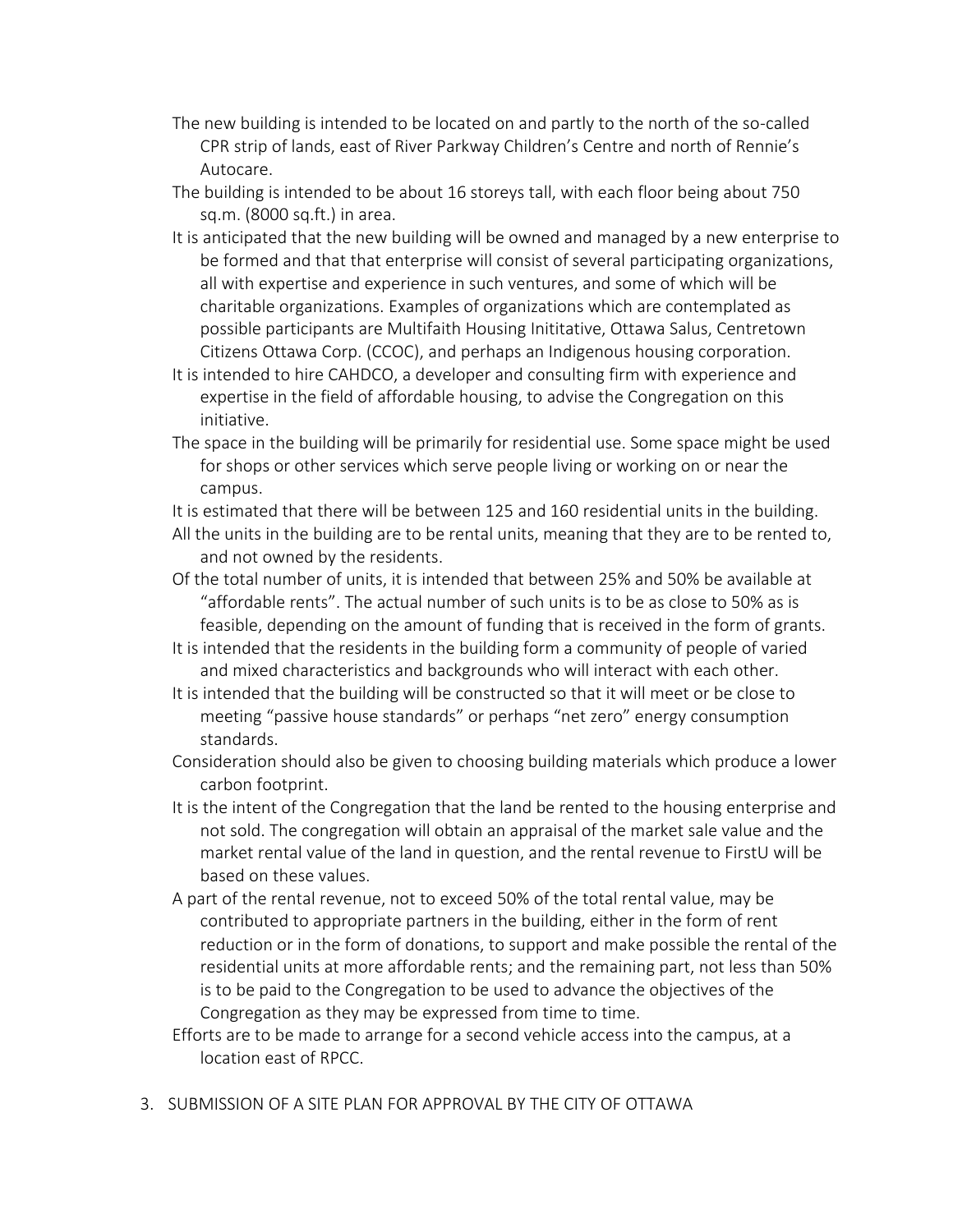- The new building is intended to be located on and partly to the north of the so-called CPR strip of lands, east of River Parkway Children's Centre and north of Rennie's Autocare.
- The building is intended to be about 16 storeys tall, with each floor being about 750 sq.m. (8000 sq.ft.) in area.
- It is anticipated that the new building will be owned and managed by a new enterprise to be formed and that that enterprise will consist of several participating organizations, all with expertise and experience in such ventures, and some of which will be charitable organizations. Examples of organizations which are contemplated as possible participants are Multifaith Housing Inititative, Ottawa Salus, Centretown Citizens Ottawa Corp. (CCOC), and perhaps an Indigenous housing corporation.
- It is intended to hire CAHDCO, a developer and consulting firm with experience and expertise in the field of affordable housing, to advise the Congregation on this initiative.
- The space in the building will be primarily for residential use. Some space might be used for shops or other services which serve people living or working on or near the campus.
- It is estimated that there will be between 125 and 160 residential units in the building.
- All the units in the building are to be rental units, meaning that they are to be rented to, and not owned by the residents.
- Of the total number of units, it is intended that between 25% and 50% be available at "affordable rents". The actual number of such units is to be as close to 50% as is feasible, depending on the amount of funding that is received in the form of grants.
- It is intended that the residents in the building form a community of people of varied and mixed characteristics and backgrounds who will interact with each other.
- It is intended that the building will be constructed so that it will meet or be close to meeting "passive house standards" or perhaps "net zero" energy consumption standards.
- Consideration should also be given to choosing building materials which produce a lower carbon footprint.
- It is the intent of the Congregation that the land be rented to the housing enterprise and not sold. The congregation will obtain an appraisal of the market sale value and the market rental value of the land in question, and the rental revenue to FirstU will be based on these values.
- A part of the rental revenue, not to exceed 50% of the total rental value, may be contributed to appropriate partners in the building, either in the form of rent reduction or in the form of donations, to support and make possible the rental of the residential units at more affordable rents; and the remaining part, not less than 50% is to be paid to the Congregation to be used to advance the objectives of the Congregation as they may be expressed from time to time.
- Efforts are to be made to arrange for a second vehicle access into the campus, at a location east of RPCC.

3. SUBMISSION OF A SITE PLAN FOR APPROVAL BY THE CITY OF OTTAWA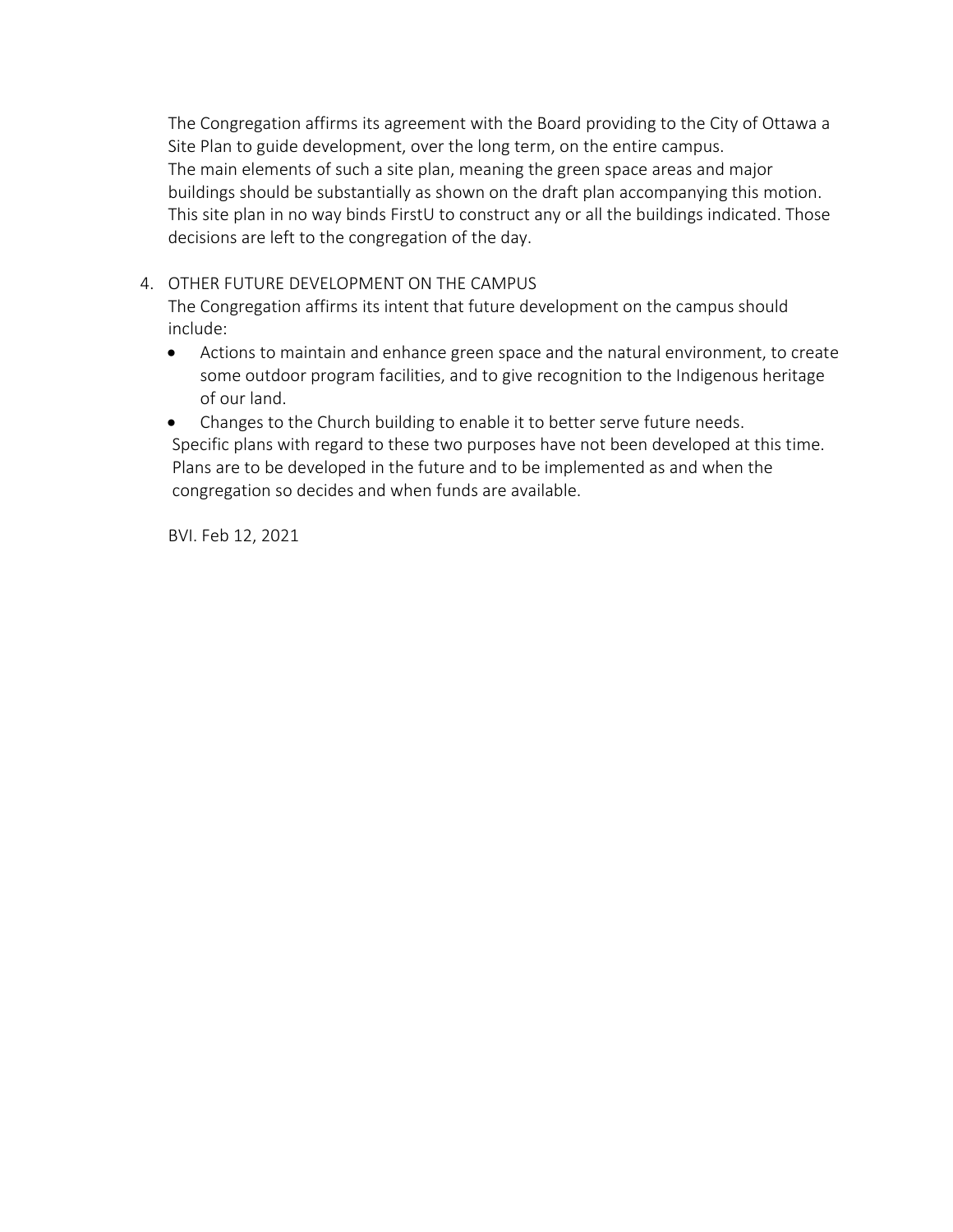The Congregation affirms its agreement with the Board providing to the City of Ottawa a Site Plan to guide development, over the long term, on the entire campus.
The main elements of such a site plan, meaning the green space areas and major buildings should be substantially as shown on the draft plan accompanying this motion. This site plan in no way binds FirstU to construct any or all the buildings indicated. Those decisions are left to the congregation of the day.

4. OTHER FUTURE DEVELOPMENT ON THE CAMPUS
   The Congregation affirms its intent that future development on the campus should include:
   - Actions to maintain and enhance green space and the natural environment, to create some outdoor program facilities, and to give recognition to the Indigenous heritage of our land.
   - Changes to the Church building to enable it to better serve future needs.

   Specific plans with regard to these two purposes have not been developed at this time. Plans are to be developed in the future and to be implemented as and when the congregation so decides and when funds are available.

BVI. Feb 12, 2021